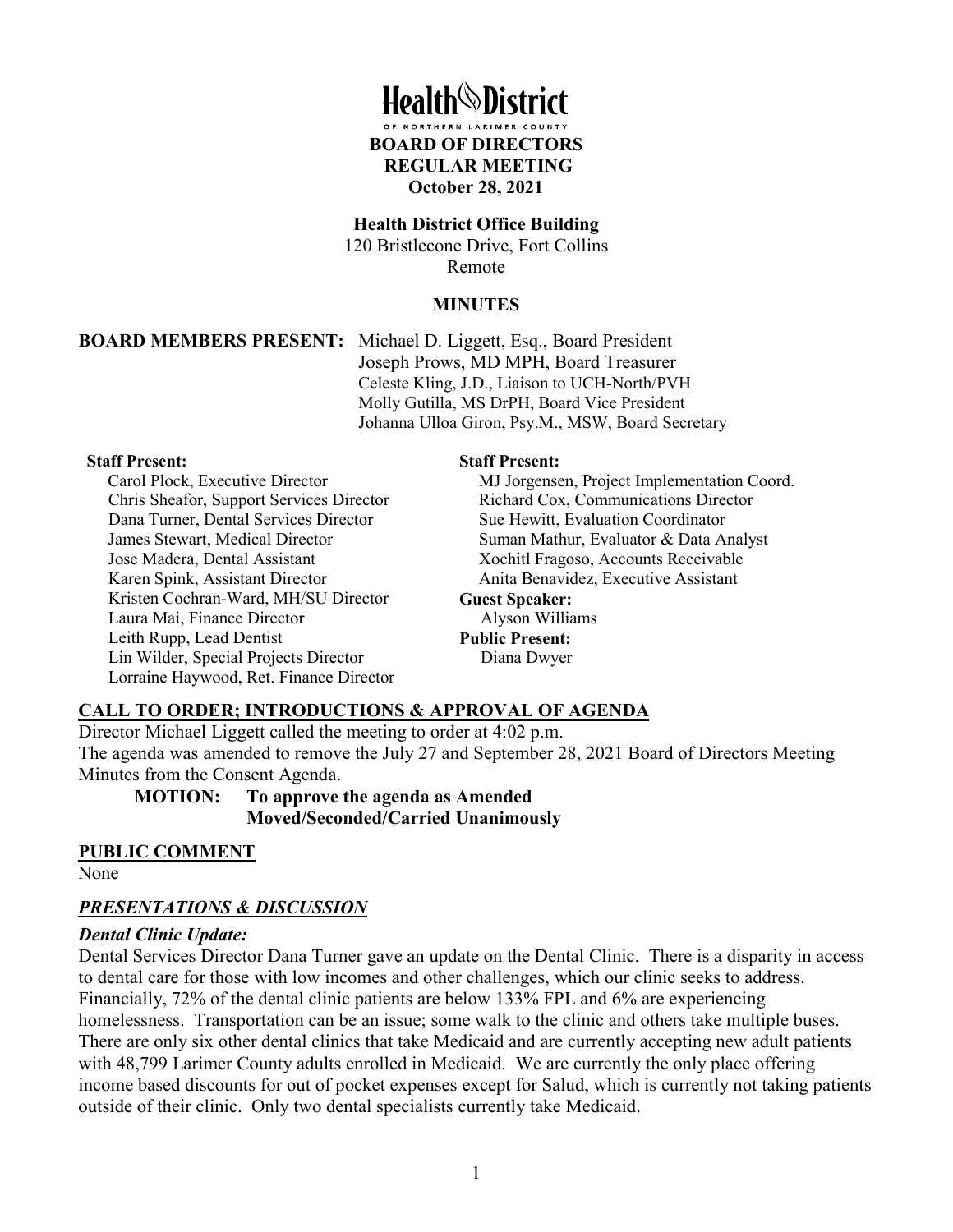# Health District

OF NORTHERN LARIMER COUNTY

**BOARD OF DIRECTORS**
**REGULAR MEETING**
**October 28, 2021**

**Health District Office Building**
120 Bristlecone Drive, Fort Collins
Remote

**MINUTES**

**BOARD MEMBERS PRESENT:** Michael D. Liggett, Esq., Board President
Joseph Prows, MD MPH, Board Treasurer
Celeste Kling, J.D., Liaison to UCH-North/PVH
Molly Gutilla, MS DrPH, Board Vice President
Johanna Ulloa Giron, Psy.M., MSW, Board Secretary

**Staff Present:**
Carol Plock, Executive Director
Chris Sheafor, Support Services Director
Dana Turner, Dental Services Director
James Stewart, Medical Director
Jose Madera, Dental Assistant
Karen Spink, Assistant Director
Kristen Cochran-Ward, MH/SU Director
Laura Mai, Finance Director
Leith Rupp, Lead Dentist
Lin Wilder, Special Projects Director
Lorraine Haywood, Ret. Finance Director

**Staff Present:**
MJ Jorgensen, Project Implementation Coord.
Richard Cox, Communications Director
Sue Hewitt, Evaluation Coordinator
Suman Mathur, Evaluator & Data Analyst
Xochitl Fragoso, Accounts Receivable
Anita Benavidez, Executive Assistant

**Guest Speaker:**
Alyson Williams

**Public Present:**
Diana Dwyer

## CALL TO ORDER; INTRODUCTIONS & APPROVAL OF AGENDA

Director Michael Liggett called the meeting to order at 4:02 p.m.
The agenda was amended to remove the July 27 and September 28, 2021 Board of Directors Meeting Minutes from the Consent Agenda.

**MOTION: To approve the agenda as Amended**
**Moved/Seconded/Carried Unanimously**

## PUBLIC COMMENT

None

## *PRESENTATIONS & DISCUSSION*

### *Dental Clinic Update:*

Dental Services Director Dana Turner gave an update on the Dental Clinic. There is a disparity in access to dental care for those with low incomes and other challenges, which our clinic seeks to address. Financially, 72% of the dental clinic patients are below 133% FPL and 6% are experiencing homelessness. Transportation can be an issue; some walk to the clinic and others take multiple buses. There are only six other dental clinics that take Medicaid and are currently accepting new adult patients with 48,799 Larimer County adults enrolled in Medicaid. We are currently the only place offering income based discounts for out of pocket expenses except for Salud, which is currently not taking patients outside of their clinic. Only two dental specialists currently take Medicaid.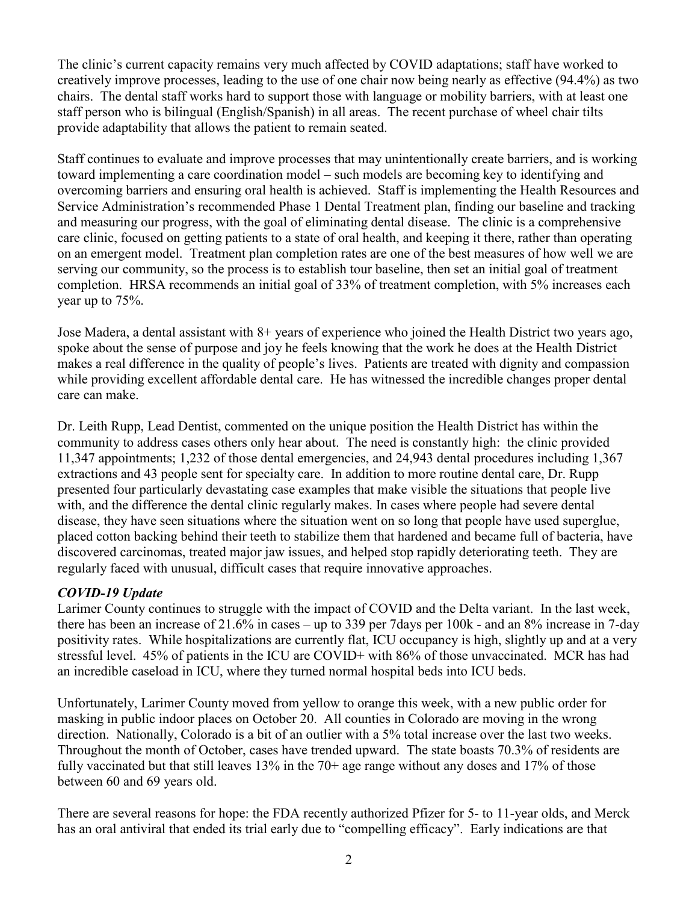The clinic's current capacity remains very much affected by COVID adaptations; staff have worked to creatively improve processes, leading to the use of one chair now being nearly as effective (94.4%) as two chairs. The dental staff works hard to support those with language or mobility barriers, with at least one staff person who is bilingual (English/Spanish) in all areas. The recent purchase of wheel chair tilts provide adaptability that allows the patient to remain seated.

Staff continues to evaluate and improve processes that may unintentionally create barriers, and is working toward implementing a care coordination model – such models are becoming key to identifying and overcoming barriers and ensuring oral health is achieved. Staff is implementing the Health Resources and Service Administration's recommended Phase 1 Dental Treatment plan, finding our baseline and tracking and measuring our progress, with the goal of eliminating dental disease. The clinic is a comprehensive care clinic, focused on getting patients to a state of oral health, and keeping it there, rather than operating on an emergent model. Treatment plan completion rates are one of the best measures of how well we are serving our community, so the process is to establish tour baseline, then set an initial goal of treatment completion. HRSA recommends an initial goal of 33% of treatment completion, with 5% increases each year up to 75%.

Jose Madera, a dental assistant with 8+ years of experience who joined the Health District two years ago, spoke about the sense of purpose and joy he feels knowing that the work he does at the Health District makes a real difference in the quality of people's lives. Patients are treated with dignity and compassion while providing excellent affordable dental care. He has witnessed the incredible changes proper dental care can make.

Dr. Leith Rupp, Lead Dentist, commented on the unique position the Health District has within the community to address cases others only hear about. The need is constantly high: the clinic provided 11,347 appointments; 1,232 of those dental emergencies, and 24,943 dental procedures including 1,367 extractions and 43 people sent for specialty care. In addition to more routine dental care, Dr. Rupp presented four particularly devastating case examples that make visible the situations that people live with, and the difference the dental clinic regularly makes. In cases where people had severe dental disease, they have seen situations where the situation went on so long that people have used superglue, placed cotton backing behind their teeth to stabilize them that hardened and became full of bacteria, have discovered carcinomas, treated major jaw issues, and helped stop rapidly deteriorating teeth. They are regularly faced with unusual, difficult cases that require innovative approaches.

***COVID-19 Update***

Larimer County continues to struggle with the impact of COVID and the Delta variant. In the last week, there has been an increase of 21.6% in cases – up to 339 per 7days per 100k - and an 8% increase in 7-day positivity rates. While hospitalizations are currently flat, ICU occupancy is high, slightly up and at a very stressful level. 45% of patients in the ICU are COVID+ with 86% of those unvaccinated. MCR has had an incredible caseload in ICU, where they turned normal hospital beds into ICU beds.

Unfortunately, Larimer County moved from yellow to orange this week, with a new public order for masking in public indoor places on October 20. All counties in Colorado are moving in the wrong direction. Nationally, Colorado is a bit of an outlier with a 5% total increase over the last two weeks. Throughout the month of October, cases have trended upward. The state boasts 70.3% of residents are fully vaccinated but that still leaves 13% in the 70+ age range without any doses and 17% of those between 60 and 69 years old.

There are several reasons for hope: the FDA recently authorized Pfizer for 5- to 11-year olds, and Merck has an oral antiviral that ended its trial early due to "compelling efficacy". Early indications are that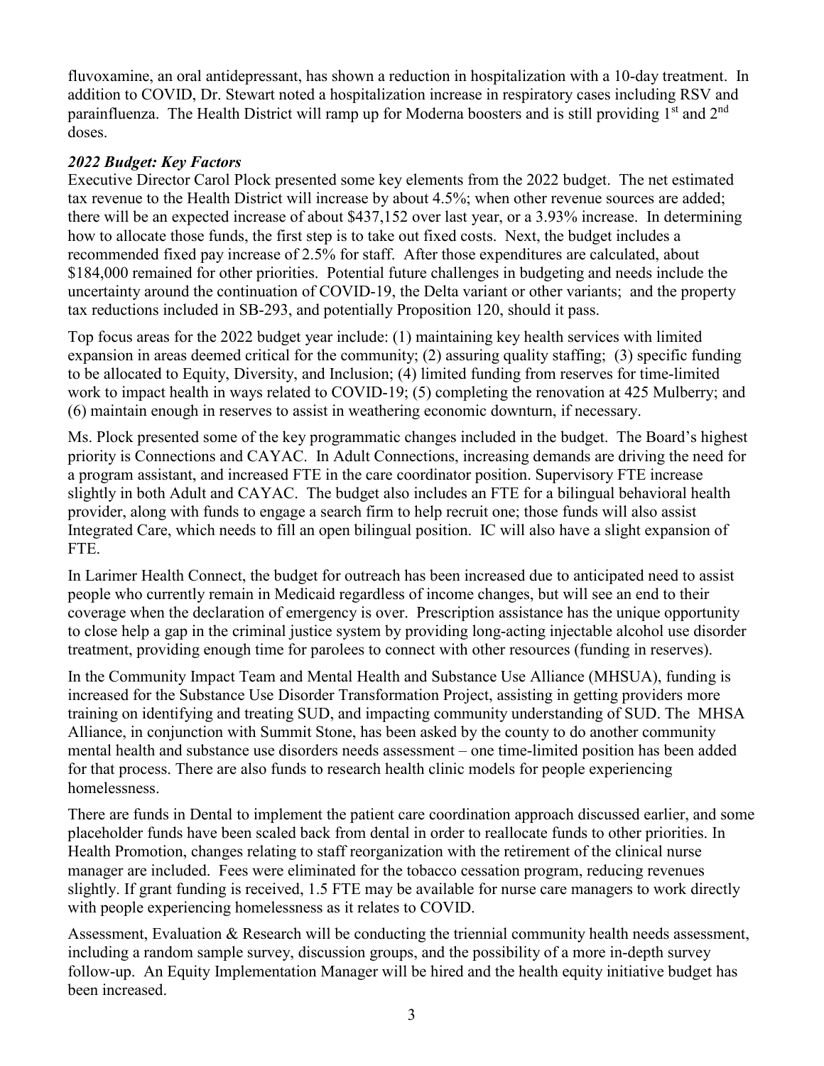fluvoxamine, an oral antidepressant, has shown a reduction in hospitalization with a 10-day treatment. In addition to COVID, Dr. Stewart noted a hospitalization increase in respiratory cases including RSV and parainfluenza. The Health District will ramp up for Moderna boosters and is still providing 1st and 2nd doses.

***2022 Budget: Key Factors***

Executive Director Carol Plock presented some key elements from the 2022 budget. The net estimated tax revenue to the Health District will increase by about 4.5%; when other revenue sources are added; there will be an expected increase of about $437,152 over last year, or a 3.93% increase. In determining how to allocate those funds, the first step is to take out fixed costs. Next, the budget includes a recommended fixed pay increase of 2.5% for staff. After those expenditures are calculated, about $184,000 remained for other priorities. Potential future challenges in budgeting and needs include the uncertainty around the continuation of COVID-19, the Delta variant or other variants; and the property tax reductions included in SB-293, and potentially Proposition 120, should it pass.

Top focus areas for the 2022 budget year include: (1) maintaining key health services with limited expansion in areas deemed critical for the community; (2) assuring quality staffing; (3) specific funding to be allocated to Equity, Diversity, and Inclusion; (4) limited funding from reserves for time-limited work to impact health in ways related to COVID-19; (5) completing the renovation at 425 Mulberry; and (6) maintain enough in reserves to assist in weathering economic downturn, if necessary.

Ms. Plock presented some of the key programmatic changes included in the budget. The Board's highest priority is Connections and CAYAC. In Adult Connections, increasing demands are driving the need for a program assistant, and increased FTE in the care coordinator position. Supervisory FTE increase slightly in both Adult and CAYAC. The budget also includes an FTE for a bilingual behavioral health provider, along with funds to engage a search firm to help recruit one; those funds will also assist Integrated Care, which needs to fill an open bilingual position. IC will also have a slight expansion of FTE.

In Larimer Health Connect, the budget for outreach has been increased due to anticipated need to assist people who currently remain in Medicaid regardless of income changes, but will see an end to their coverage when the declaration of emergency is over. Prescription assistance has the unique opportunity to close help a gap in the criminal justice system by providing long-acting injectable alcohol use disorder treatment, providing enough time for parolees to connect with other resources (funding in reserves).

In the Community Impact Team and Mental Health and Substance Use Alliance (MHSUA), funding is increased for the Substance Use Disorder Transformation Project, assisting in getting providers more training on identifying and treating SUD, and impacting community understanding of SUD. The MHSA Alliance, in conjunction with Summit Stone, has been asked by the county to do another community mental health and substance use disorders needs assessment – one time-limited position has been added for that process. There are also funds to research health clinic models for people experiencing homelessness.

There are funds in Dental to implement the patient care coordination approach discussed earlier, and some placeholder funds have been scaled back from dental in order to reallocate funds to other priorities. In Health Promotion, changes relating to staff reorganization with the retirement of the clinical nurse manager are included. Fees were eliminated for the tobacco cessation program, reducing revenues slightly. If grant funding is received, 1.5 FTE may be available for nurse care managers to work directly with people experiencing homelessness as it relates to COVID.

Assessment, Evaluation & Research will be conducting the triennial community health needs assessment, including a random sample survey, discussion groups, and the possibility of a more in-depth survey follow-up. An Equity Implementation Manager will be hired and the health equity initiative budget has been increased.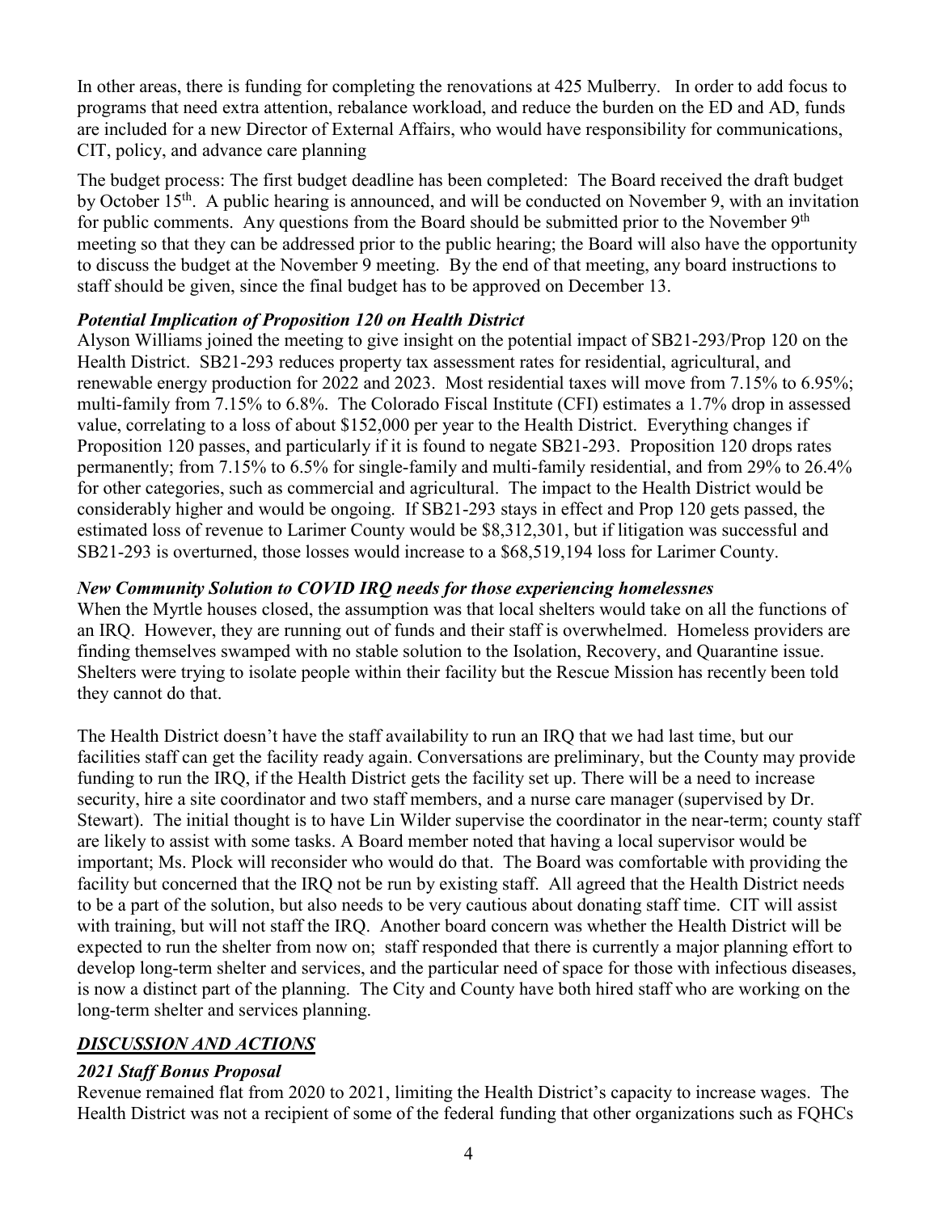In other areas, there is funding for completing the renovations at 425 Mulberry. In order to add focus to programs that need extra attention, rebalance workload, and reduce the burden on the ED and AD, funds are included for a new Director of External Affairs, who would have responsibility for communications, CIT, policy, and advance care planning

The budget process: The first budget deadline has been completed: The Board received the draft budget by October 15th. A public hearing is announced, and will be conducted on November 9, with an invitation for public comments. Any questions from the Board should be submitted prior to the November 9th meeting so that they can be addressed prior to the public hearing; the Board will also have the opportunity to discuss the budget at the November 9 meeting. By the end of that meeting, any board instructions to staff should be given, since the final budget has to be approved on December 13.

***Potential Implication of Proposition 120 on Health District***

Alyson Williams joined the meeting to give insight on the potential impact of SB21-293/Prop 120 on the Health District. SB21-293 reduces property tax assessment rates for residential, agricultural, and renewable energy production for 2022 and 2023. Most residential taxes will move from 7.15% to 6.95%; multi-family from 7.15% to 6.8%. The Colorado Fiscal Institute (CFI) estimates a 1.7% drop in assessed value, correlating to a loss of about $152,000 per year to the Health District. Everything changes if Proposition 120 passes, and particularly if it is found to negate SB21-293. Proposition 120 drops rates permanently; from 7.15% to 6.5% for single-family and multi-family residential, and from 29% to 26.4% for other categories, such as commercial and agricultural. The impact to the Health District would be considerably higher and would be ongoing. If SB21-293 stays in effect and Prop 120 gets passed, the estimated loss of revenue to Larimer County would be $8,312,301, but if litigation was successful and SB21-293 is overturned, those losses would increase to a $68,519,194 loss for Larimer County.

***New Community Solution to COVID IRQ needs for those experiencing homelessnes***

When the Myrtle houses closed, the assumption was that local shelters would take on all the functions of an IRQ. However, they are running out of funds and their staff is overwhelmed. Homeless providers are finding themselves swamped with no stable solution to the Isolation, Recovery, and Quarantine issue. Shelters were trying to isolate people within their facility but the Rescue Mission has recently been told they cannot do that.

The Health District doesn't have the staff availability to run an IRQ that we had last time, but our facilities staff can get the facility ready again. Conversations are preliminary, but the County may provide funding to run the IRQ, if the Health District gets the facility set up. There will be a need to increase security, hire a site coordinator and two staff members, and a nurse care manager (supervised by Dr. Stewart). The initial thought is to have Lin Wilder supervise the coordinator in the near-term; county staff are likely to assist with some tasks. A Board member noted that having a local supervisor would be important; Ms. Plock will reconsider who would do that. The Board was comfortable with providing the facility but concerned that the IRQ not be run by existing staff. All agreed that the Health District needs to be a part of the solution, but also needs to be very cautious about donating staff time. CIT will assist with training, but will not staff the IRQ. Another board concern was whether the Health District will be expected to run the shelter from now on; staff responded that there is currently a major planning effort to develop long-term shelter and services, and the particular need of space for those with infectious diseases, is now a distinct part of the planning. The City and County have both hired staff who are working on the long-term shelter and services planning.

## ***DISCUSSION AND ACTIONS***

***2021 Staff Bonus Proposal***

Revenue remained flat from 2020 to 2021, limiting the Health District's capacity to increase wages. The Health District was not a recipient of some of the federal funding that other organizations such as FQHCs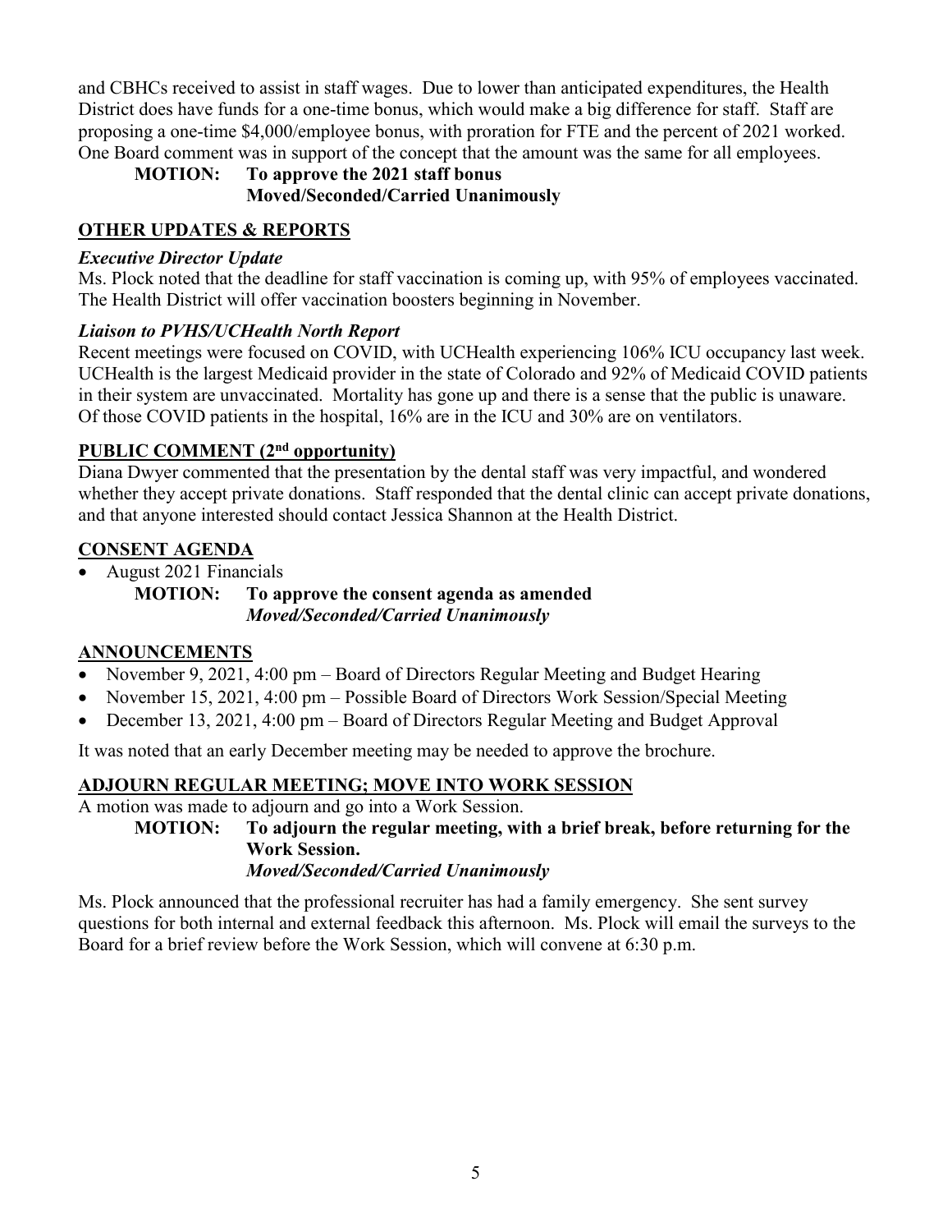and CBHCs received to assist in staff wages. Due to lower than anticipated expenditures, the Health District does have funds for a one-time bonus, which would make a big difference for staff. Staff are proposing a one-time $4,000/employee bonus, with proration for FTE and the percent of 2021 worked. One Board comment was in support of the concept that the amount was the same for all employees.

**MOTION: To approve the 2021 staff bonus**
**Moved/Seconded/Carried Unanimously**

## OTHER UPDATES & REPORTS

### *Executive Director Update*

Ms. Plock noted that the deadline for staff vaccination is coming up, with 95% of employees vaccinated. The Health District will offer vaccination boosters beginning in November.

### *Liaison to PVHS/UCHealth North Report*

Recent meetings were focused on COVID, with UCHealth experiencing 106% ICU occupancy last week. UCHealth is the largest Medicaid provider in the state of Colorado and 92% of Medicaid COVID patients in their system are unvaccinated. Mortality has gone up and there is a sense that the public is unaware. Of those COVID patients in the hospital, 16% are in the ICU and 30% are on ventilators.

## PUBLIC COMMENT (2nd opportunity)

Diana Dwyer commented that the presentation by the dental staff was very impactful, and wondered whether they accept private donations. Staff responded that the dental clinic can accept private donations, and that anyone interested should contact Jessica Shannon at the Health District.

## CONSENT AGENDA

- August 2021 Financials

**MOTION: To approve the consent agenda as amended**
***Moved/Seconded/Carried Unanimously***

## ANNOUNCEMENTS

- November 9, 2021, 4:00 pm – Board of Directors Regular Meeting and Budget Hearing
- November 15, 2021, 4:00 pm – Possible Board of Directors Work Session/Special Meeting
- December 13, 2021, 4:00 pm – Board of Directors Regular Meeting and Budget Approval

It was noted that an early December meeting may be needed to approve the brochure.

## ADJOURN REGULAR MEETING; MOVE INTO WORK SESSION

A motion was made to adjourn and go into a Work Session.

**MOTION: To adjourn the regular meeting, with a brief break, before returning for the Work Session.**
***Moved/Seconded/Carried Unanimously***

Ms. Plock announced that the professional recruiter has had a family emergency. She sent survey questions for both internal and external feedback this afternoon. Ms. Plock will email the surveys to the Board for a brief review before the Work Session, which will convene at 6:30 p.m.